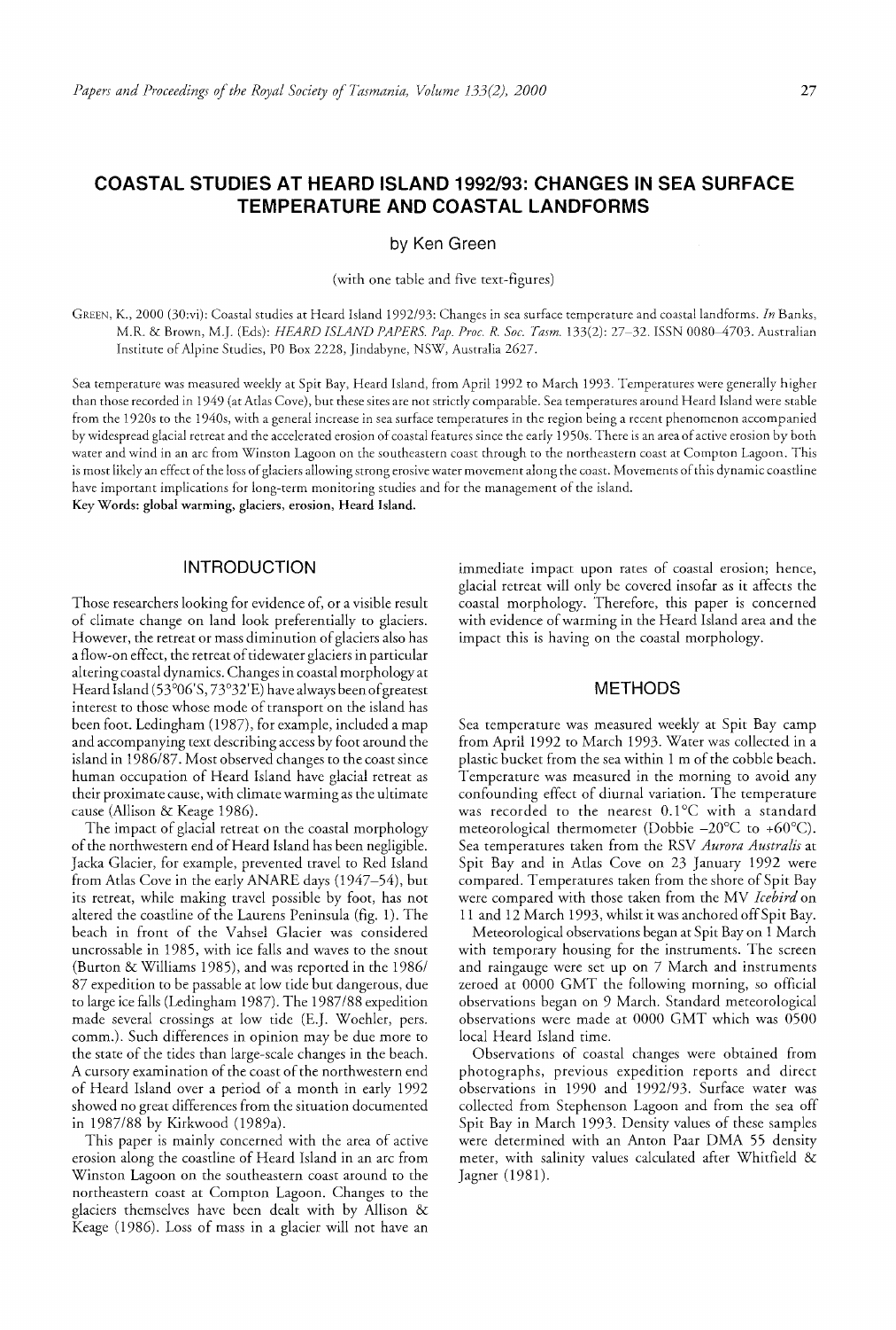# COASTAL STUDIES AT HEARD ISLAND 1992/93: CHANGES IN SEA SURFACE TEMPERATURE AND COASTAL LANDFORMS

by Ken Green

(with one table and five text-figures)

GREEN, K., 2000 (30:vi): Coastal studies at Heard Island 1992/93: Changes in sea surface temperature and coastal landforms. *In* Banks, M.R. & Brown, M.J. (Eds): *HEARD ISLAND PAPERS. Pap. Proc. R. Soc. Tasm.* 133(2): 27–32. ISSN 0080–4703. Australian Institute of Alpine Studies, PO Box 2228, Jindabyne, NSW, Australia 2627.

Sea temperature was measured weekly at Spit Bay, Heard Island, from April 1992 to March 1993. Temperatures were generally higher than those recorded in 1949 (at Atlas Cove), but these sites are not strictly comparable. Sea temperatures around Heard Island were stable from the 1920s to the 1940s, with a general increase in sea surface temperatures in the region being a recent phenomenon accompanied by widespread glacial retreat and the accelerated erosion of coastal features since the early 1950s. There is an area of active erosion by both water and wind in an arc from Winston Lagoon on the southeastern coast through to the northeastern coast at Compton Lagoon. This is most likely an effect of the loss of glaciers allowing strong erosive water movement along the coast. Movements of this dynamic coastline have important implications for long-term monitoring studies and for the management of the island.

**Key Words: global warming, glaciers, erosion, Heard Island.**

## INTRODUCTION

Those researchers looking for evidence of, or a visible result of climate change on land look preferentially to glaciers. However, the retreat or mass diminution of glaciers also has a flow-on effect, the retreat of tidewater glaciers in particular altering coastal dynamics. Changes in coastal morphology at Heard Island (53°06'S, 73°32'E) have always been of greatest interest to those whose mode of transport on the island has been foot. Ledingham (1987), for example, included a map and accompanying text describing access by foot around the island in 1986/87. Most observed changes to the coast since human occupation of Heard Island have glacial retreat as their proximate cause, with climate warming as the ultimate cause (Allison & Keage 1986).

The impact of glacial retreat on the coastal morphology of the northwestern end of Heard Island has been negligible. Jacka Glacier, for example, prevented travel to Red Island from Atlas Cove in the early ANARE days (1947–54), but its retreat, while making travel possible by foot, has not altered the coastline of the Laurens Peninsula (fig. 1). The beach in front of the Vahsel Glacier was considered uncrossable in 1985, with ice falls and waves to the snout (Burton & Williams 1985), and was reported in the 1986/87 expedition to be passable at low tide but dangerous, due to large ice falls (Ledingham 1987). The 1987/88 expedition made several crossings at low tide (E.J. Woehler, pers. comm.). Such differences in opinion may be due more to the state of the tides than large-scale changes in the beach. A cursory examination of the coast of the northwestern end of Heard Island over a period of a month in early 1992 showed no great differences from the situation documented in 1987/88 by Kirkwood (1989a).

This paper is mainly concerned with the area of active erosion along the coastline of Heard Island in an arc from Winston Lagoon on the southeastern coast around to the northeastern coast at Compton Lagoon. Changes to the glaciers themselves have been dealt with by Allison & Keage (1986). Loss of mass in a glacier will not have an immediate impact upon rates of coastal erosion; hence, glacial retreat will only be covered insofar as it affects the coastal morphology. Therefore, this paper is concerned with evidence of warming in the Heard Island area and the impact this is having on the coastal morphology.

## METHODS

Sea temperature was measured weekly at Spit Bay camp from April 1992 to March 1993. Water was collected in a plastic bucket from the sea within 1 m of the cobble beach. Temperature was measured in the morning to avoid any confounding effect of diurnal variation. The temperature was recorded to the nearest 0.1°C with a standard meteorological thermometer (Dobbie –20°C to +60°C). Sea temperatures taken from the RSV *Aurora Australis* at Spit Bay and in Atlas Cove on 23 January 1992 were compared. Temperatures taken from the shore of Spit Bay were compared with those taken from the MV *Icebird* on 11 and 12 March 1993, whilst it was anchored off Spit Bay.

Meteorological observations began at Spit Bay on 1 March with temporary housing for the instruments. The screen and raingauge were set up on 7 March and instruments zeroed at 0000 GMT the following morning, so official observations began on 9 March. Standard meteorological observations were made at 0000 GMT which was 0500 local Heard Island time.

Observations of coastal changes were obtained from photographs, previous expedition reports and direct observations in 1990 and 1992/93. Surface water was collected from Stephenson Lagoon and from the sea off Spit Bay in March 1993. Density values of these samples were determined with an Anton Paar DMA 55 density meter, with salinity values calculated after Whitfield & Jagner (1981).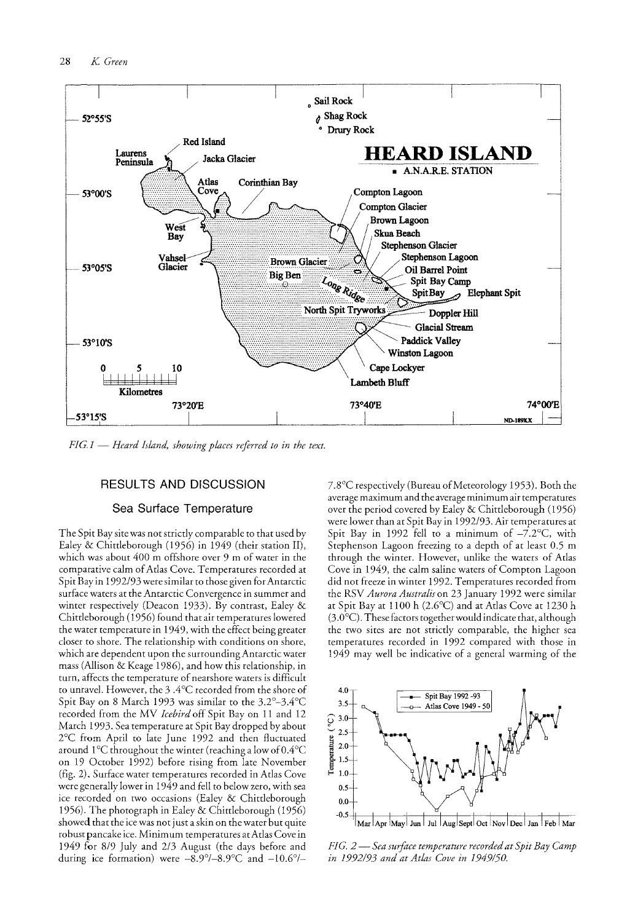FIG. 1 — Heard Island, showing places referred to in the text.

## RESULTS AND DISCUSSION

### Sea Surface Temperature

The Spit Bay site was not strictly comparable to that used by Ealey & Chittleborough (1956) in 1949 (their station II), which was about 400 m offshore over 9 m of water in the comparative calm of Atlas Cove. Temperatures recorded at Spit Bay in 1992/93 were similar to those given for Antarctic surface waters at the Antarctic Convergence in summer and winter respectively (Deacon 1933). By contrast, Ealey & Chittleborough (1956) found that air temperatures lowered the water temperature in 1949, with the effect being greater closer to shore. The relationship with conditions on shore, which are dependent upon the surrounding Antarctic water mass (Allison & Keage 1986), and how this relationship, in turn, affects the temperature of nearshore waters is difficult to unravel. However, the 3.4°C recorded from the shore of Spit Bay on 8 March 1993 was similar to the 3.2°–3.4°C recorded from the MV *Icebird* off Spit Bay on 11 and 12 March 1993. Sea temperature at Spit Bay dropped by about 2°C from April to late June 1992 and then fluctuated around 1°C throughout the winter (reaching a low of 0.4°C on 19 October 1992) before rising from late November (fig. 2). Surface water temperatures recorded in Atlas Cove were generally lower in 1949 and fell to below zero, with sea ice recorded on two occasions (Ealey & Chittleborough 1956). The photograph in Ealey & Chittleborough (1956) showed that the ice was not just a skin on the water but quite robust pancake ice. Minimum temperatures at Atlas Cove in 1949 for 8/9 July and 2/3 August (the days before and during ice formation) were –8.9°/–8.9°C and –10.6°/–7.8°C respectively (Bureau of Meteorology 1953). Both the average maximum and the average minimum air temperatures over the period covered by Ealey & Chittleborough (1956) were lower than at Spit Bay in 1992/93. Air temperatures at Spit Bay in 1992 fell to a minimum of –7.2°C, with Stephenson Lagoon freezing to a depth of at least 0.5 m through the winter. However, unlike the waters of Atlas Cove in 1949, the calm saline waters of Compton Lagoon did not freeze in winter 1992. Temperatures recorded from the RSV *Aurora Australis* on 23 January 1992 were similar at Spit Bay at 1100 h (2.6°C) and at Atlas Cove at 1230 h (3.0°C). These factors together would indicate that, although the two sites are not strictly comparable, the higher sea temperatures recorded in 1992 compared with those in 1949 may well be indicative of a general warming of the

FIG. 2 — Sea surface temperature recorded at Spit Bay Camp in 1992/93 and at Atlas Cove in 1949/50.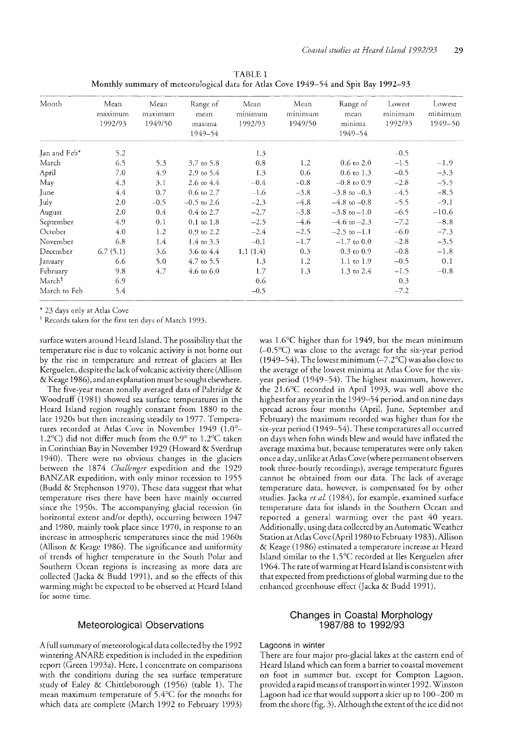TABLE 1
Monthly summary of meteorological data for Atlas Cove 1949–54 and Spit Bay 1992–93

| Month | Mean maximum 1992/93 | Mean maximum 1949/50 | Range of mean maxima 1949–54 | Mean minimum 1992/93 | Mean minimum 1949/50 | Range of mean minima 1949–54 | Lowest minimum 1992/93 | Lowest minimum 1949–50 |
|---|---|---|---|---|---|---|---|---|
| Jan and Feb* | 5.2 | | | 1.3 | | | –0.5 | |
| March | 6.5 | 5.3 | 3.7 to 5.8 | 0.8 | 1.2 | 0.6 to 2.0 | –1.5 | –1.9 |
| April | 7.0 | 4.9 | 2.9 to 5.4 | 1.3 | 0.6 | 0.6 to 1.3 | –0.5 | –3.3 |
| May | 4.3 | 3.1 | 2.6 to 4.4 | –0.4 | –0.8 | –0.8 to 0.9 | –2.8 | –5.5 |
| June | 4.4 | 0.7 | 0.6 to 2.7 | –1.6 | –3.8 | –3.8 to –0.3 | –4.5 | –8.5 |
| July | 2.0 | –0.5 | –0.5 to 2.6 | –2.3 | –4.8 | –4.8 to –0.8 | –5.5 | –9.1 |
| August | 2.0 | 0.4 | 0.4 to 2.7 | –2.7 | –3.8 | –3.8 to –1.0 | –6.5 | –10.6 |
| September | 4.9 | 0.1 | 0.1 to 1.8 | –2.5 | –4.6 | –4.6 to –2.3 | –7.2 | –8.8 |
| October | 4.0 | 1.2 | 0.9 to 2.2 | –2.4 | –2.5 | –2.5 to –1.1 | –6.0 | –7.3 |
| November | 6.8 | 1.4 | 1.4 to 3.3 | –0.1 | –1.7 | –1.7 to 0.0 | –2.8 | –3.5 |
| December | 6.7 (5.1) | 3.6 | 3.6 to 4.4 | 1.1 (1.4) | 0.3 | 0.3 to 0.9 | –0.8 | –1.8 |
| January | 6.6 | 5.0 | 4.7 to 5.5 | 1.3 | 1.2 | 1.1 to 1.9 | –0.5 | 0.1 |
| February | 9.8 | 4.7 | 4.6 to 6.0 | 1.7 | 1.3 | 1.3 to 2.4 | –1.5 | –0.8 |
| March† | 6.9 | | | 0.6 | | | 0.3 | |
| March to Feb | 5.4 | | | –0.5 | | | –7.2 | |

\* 23 days only at Atlas Cove

† Records taken for the first ten days of March 1993.

surface waters around Heard Island. The possibility that the temperature rise is due to volcanic activity is not borne out by the rise in temperature and retreat of glaciers at Iles Kerguelen, despite the lack of volcanic activity there (Allison & Keage 1986), and an explanation must be sought elsewhere.

The five-year mean zonally averaged data of Paltridge & Woodruff (1981) showed sea surface temperatures in the Heard Island region roughly constant from 1880 to the late 1920s but then increasing steadily to 1977. Temperatures recorded at Atlas Cove in November 1949 (1.0°–1.2°C) did not differ much from the 0.9° to 1.2°C taken in Corinthian Bay in November 1929 (Howard & Sverdrup 1940). There were no obvious changes in the glaciers between the 1874 *Challenger* expedition and the 1929 BANZAR expedition, with only minor recession to 1955 (Budd & Stephenson 1970). These data suggest that what temperature rises there have been have mainly occurred since the 1950s. The accompanying glacial recession (in horizontal extent and/or depth), occurring between 1947 and 1980, mainly took place since 1970, in response to an increase in atmospheric temperatures since the mid 1960s (Allison & Keage 1986). The significance and uniformity of trends of higher temperature in the South Polar and Southern Ocean regions is increasing as more data are collected (Jacka & Budd 1991), and so the effects of this warming might be expected to be observed at Heard Island for some time.

## Meteorological Observations

A full summary of meteorological data collected by the 1992 wintering ANARE expedition is included in the expedition report (Green 1993a). Here, I concentrate on comparisons with the conditions during the sea surface temperature study of Ealey & Chittleborough (1956) (table 1). The mean maximum temperature of 5.4°C for the months for which data are complete (March 1992 to February 1993) was 1.6°C higher than for 1949, but the mean minimum (–0.5°C) was close to the average for the six-year period (1949–54). The lowest minimum (–7.2°C) was also close to the average of the lowest minima at Atlas Cove for the six-year period (1949–54). The highest maximum, however, the 21.6°C recorded in April 1993, was well above the highest for any year in the 1949–54 period, and on nine days spread across four months (April, June, September and February) the maximum recorded was higher than for the six-year period (1949–54). These temperatures all occurred on days when fohn winds blew and would have inflated the average maxima but, because temperatures were only taken once a day, unlike at Atlas Cove (where permanent observers took three-hourly recordings), average temperature figures cannot be obtained from our data. The lack of average temperature data, however, is compensated for by other studies. Jacka *et al.* (1984), for example, examined surface temperature data for islands in the Southern Ocean and reported a general warming over the past 40 years. Additionally, using data collected by an Automatic Weather Station at Atlas Cove (April 1980 to February 1983), Allison & Keage (1986) estimated a temperature increase at Heard Island similar to the 1.5°C recorded at Iles Kerguelen after 1964. The rate of warming at Heard Island is consistent with that expected from predictions of global warming due to the enhanced greenhouse effect (Jacka & Budd 1991).

## Changes in Coastal Morphology 1987/88 to 1992/93

### Lagoons in winter

There are four major pro-glacial lakes at the eastern end of Heard Island which can form a barrier to coastal movement on foot in summer but, except for Compton Lagoon, provided a rapid means of transport in winter 1992. Winston Lagoon had ice that would support a skier up to 100–200 m from the shore (fig. 3). Although the extent of the ice did not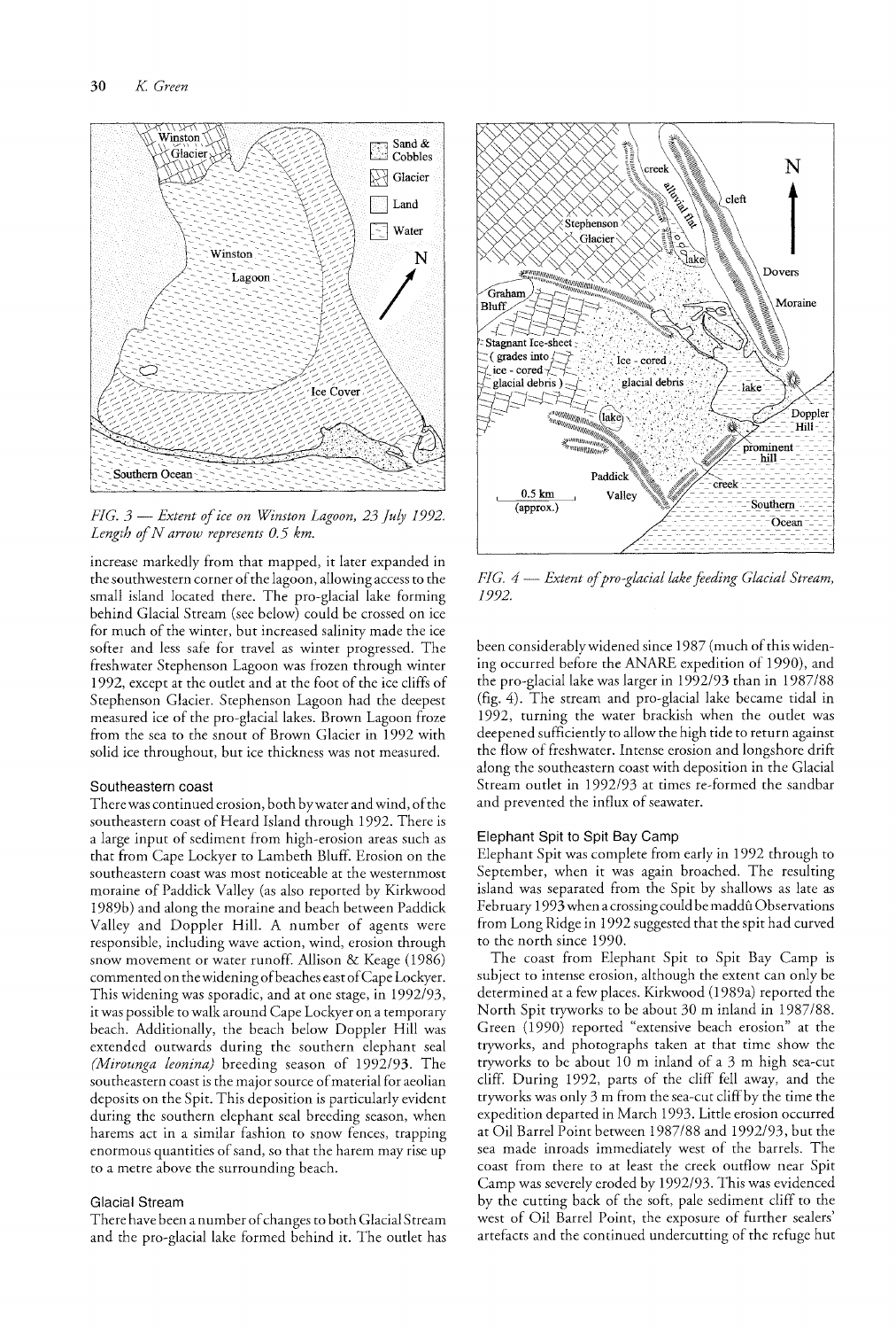*FIG. 3 — Extent of ice on Winston Lagoon, 23 July 1992. Length of N arrow represents 0.5 km.*

increase markedly from that mapped, it later expanded in the southwestern corner of the lagoon, allowing access to the small island located there. The pro-glacial lake forming behind Glacial Stream (see below) could be crossed on ice for much of the winter, but increased salinity made the ice softer and less safe for travel as winter progressed. The freshwater Stephenson Lagoon was frozen through winter 1992, except at the outlet and at the foot of the ice cliffs of Stephenson Glacier. Stephenson Lagoon had the deepest measured ice of the pro-glacial lakes. Brown Lagoon froze from the sea to the snout of Brown Glacier in 1992 with solid ice throughout, but ice thickness was not measured.

### Southeastern coast

There was continued erosion, both by water and wind, of the southeastern coast of Heard Island through 1992. There is a large input of sediment from high-erosion areas such as that from Cape Lockyer to Lambeth Bluff. Erosion on the southeastern coast was most noticeable at the westernmost moraine of Paddick Valley (as also reported by Kirkwood 1989b) and along the moraine and beach between Paddick Valley and Doppler Hill. A number of agents were responsible, including wave action, wind, erosion through snow movement or water runoff. Allison & Keage (1986) commented on the widening of beaches east of Cape Lockyer. This widening was sporadic, and at one stage, in 1992/93, it was possible to walk around Cape Lockyer on a temporary beach. Additionally, the beach below Doppler Hill was extended outwards during the southern elephant seal (*Mirounga leonina*) breeding season of 1992/93. The southeastern coast is the major source of material for aeolian deposits on the Spit. This deposition is particularly evident during the southern elephant seal breeding season, when harems act in a similar fashion to snow fences, trapping enormous quantities of sand, so that the harem may rise up to a metre above the surrounding beach.

### Glacial Stream

There have been a number of changes to both Glacial Stream and the pro-glacial lake formed behind it. The outlet has been considerably widened since 1987 (much of this widening occurred before the ANARE expedition of 1990), and the pro-glacial lake was larger in 1992/93 than in 1987/88 (fig. 4). The stream and pro-glacial lake became tidal in 1992, turning the water brackish when the outlet was deepened sufficiently to allow the high tide to return against the flow of freshwater. Intense erosion and longshore drift along the southeastern coast with deposition in the Glacial Stream outlet in 1992/93 at times re-formed the sandbar and prevented the influx of seawater.

*FIG. 4 — Extent of pro-glacial lake feeding Glacial Stream, 1992.*

### Elephant Spit to Spit Bay Camp

Elephant Spit was complete from early in 1992 through to September, when it was again broached. The resulting island was separated from the Spit by shallows as late as February 1993 when a crossing could be maddû Observations from Long Ridge in 1992 suggested that the spit had curved to the north since 1990.

The coast from Elephant Spit to Spit Bay Camp is subject to intense erosion, although the extent can only be determined at a few places. Kirkwood (1989a) reported the North Spit tryworks to be about 30 m inland in 1987/88. Green (1990) reported "extensive beach erosion" at the tryworks, and photographs taken at that time show the tryworks to be about 10 m inland of a 3 m high sea-cut cliff. During 1992, parts of the cliff fell away, and the tryworks was only 3 m from the sea-cut cliff by the time the expedition departed in March 1993. Little erosion occurred at Oil Barrel Point between 1987/88 and 1992/93, but the sea made inroads immediately west of the barrels. The coast from there to at least the creek outflow near Spit Camp was severely eroded by 1992/93. This was evidenced by the cutting back of the soft, pale sediment cliff to the west of Oil Barrel Point, the exposure of further sealers' artefacts and the continued undercutting of the refuge hut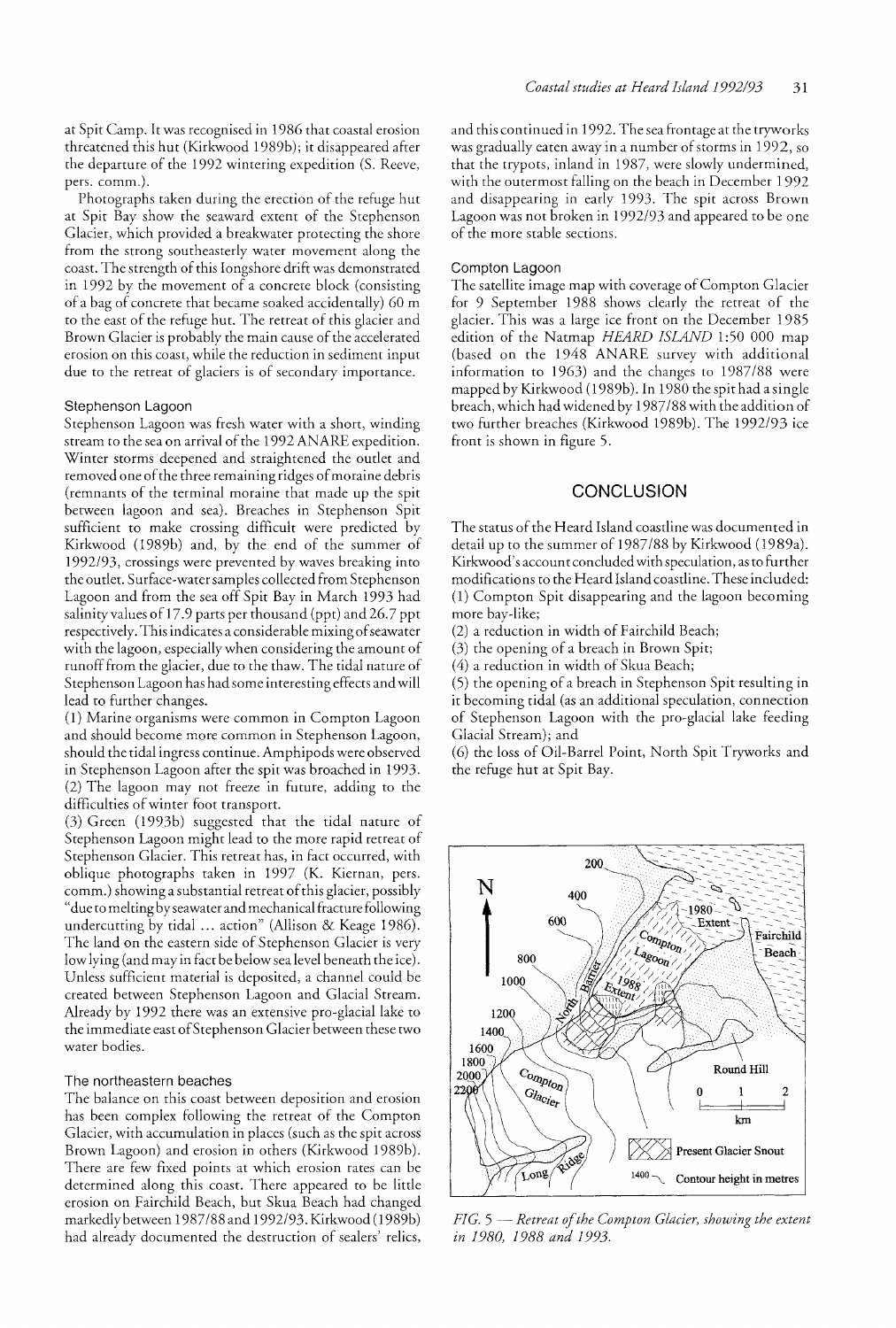at Spit Camp. It was recognised in 1986 that coastal erosion threatened this hut (Kirkwood 1989b); it disappeared after the departure of the 1992 wintering expedition (S. Reeve, pers. comm.).

Photographs taken during the erection of the refuge hut at Spit Bay show the seaward extent of the Stephenson Glacier, which provided a breakwater protecting the shore from the strong southeasterly water movement along the coast. The strength of this longshore drift was demonstrated in 1992 by the movement of a concrete block (consisting of a bag of concrete that became soaked accidentally) 60 m to the east of the refuge hut. The retreat of this glacier and Brown Glacier is probably the main cause of the accelerated erosion on this coast, while the reduction in sediment input due to the retreat of glaciers is of secondary importance.

### Stephenson Lagoon

Stephenson Lagoon was fresh water with a short, winding stream to the sea on arrival of the 1992 ANARE expedition. Winter storms deepened and straightened the outlet and removed one of the three remaining ridges of moraine debris (remnants of the terminal moraine that made up the spit between lagoon and sea). Breaches in Stephenson Spit sufficient to make crossing difficult were predicted by Kirkwood (1989b) and, by the end of the summer of 1992/93, crossings were prevented by waves breaking into the outlet. Surface-water samples collected from Stephenson Lagoon and from the sea off Spit Bay in March 1993 had salinity values of 17.9 parts per thousand (ppt) and 26.7 ppt respectively. This indicates a considerable mixing of seawater with the lagoon, especially when considering the amount of runoff from the glacier, due to the thaw. The tidal nature of Stephenson Lagoon has had some interesting effects and will lead to further changes.

(1) Marine organisms were common in Compton Lagoon and should become more common in Stephenson Lagoon, should the tidal ingress continue. Amphipods were observed in Stephenson Lagoon after the spit was broached in 1993.

(2) The lagoon may not freeze in future, adding to the difficulties of winter foot transport.

(3) Green (1993b) suggested that the tidal nature of Stephenson Lagoon might lead to the more rapid retreat of Stephenson Glacier. This retreat has, in fact occurred, with oblique photographs taken in 1997 (K. Kiernan, pers. comm.) showing a substantial retreat of this glacier, possibly "due to melting by seawater and mechanical fracture following undercutting by tidal ... action" (Allison & Keage 1986). The land on the eastern side of Stephenson Glacier is very low lying (and may in fact be below sea level beneath the ice). Unless sufficient material is deposited, a channel could be created between Stephenson Lagoon and Glacial Stream. Already by 1992 there was an extensive pro-glacial lake to the immediate east of Stephenson Glacier between these two water bodies.

### The northeastern beaches

The balance on this coast between deposition and erosion has been complex following the retreat of the Compton Glacier, with accumulation in places (such as the spit across Brown Lagoon) and erosion in others (Kirkwood 1989b). There are few fixed points at which erosion rates can be determined along this coast. There appeared to be little erosion on Fairchild Beach, but Skua Beach had changed markedly between 1987/88 and 1992/93. Kirkwood (1989b) had already documented the destruction of sealers' relics, and this continued in 1992. The sea frontage at the tryworks was gradually eaten away in a number of storms in 1992, so that the trypots, inland in 1987, were slowly undermined, with the outermost falling on the beach in December 1992 and disappearing in early 1993. The spit across Brown Lagoon was not broken in 1992/93 and appeared to be one of the more stable sections.

### Compton Lagoon

The satellite image map with coverage of Compton Glacier for 9 September 1988 shows clearly the retreat of the glacier. This was a large ice front on the December 1985 edition of the Natmap *HEARD ISLAND* 1:50 000 map (based on the 1948 ANARE survey with additional information to 1963) and the changes to 1987/88 were mapped by Kirkwood (1989b). In 1980 the spit had a single breach, which had widened by 1987/88 with the addition of two further breaches (Kirkwood 1989b). The 1992/93 ice front is shown in figure 5.

## CONCLUSION

The status of the Heard Island coastline was documented in detail up to the summer of 1987/88 by Kirkwood (1989a). Kirkwood's account concluded with speculation, as to further modifications to the Heard Island coastline. These included:

(1) Compton Spit disappearing and the lagoon becoming more bay-like;

(2) a reduction in width of Fairchild Beach;

(3) the opening of a breach in Brown Spit;

(4) a reduction in width of Skua Beach;

(5) the opening of a breach in Stephenson Spit resulting in it becoming tidal (as an additional speculation, connection of Stephenson Lagoon with the pro-glacial lake feeding Glacial Stream); and

(6) the loss of Oil-Barrel Point, North Spit Tryworks and the refuge hut at Spit Bay.

*FIG. 5 — Retreat of the Compton Glacier, showing the extent in 1980, 1988 and 1993.*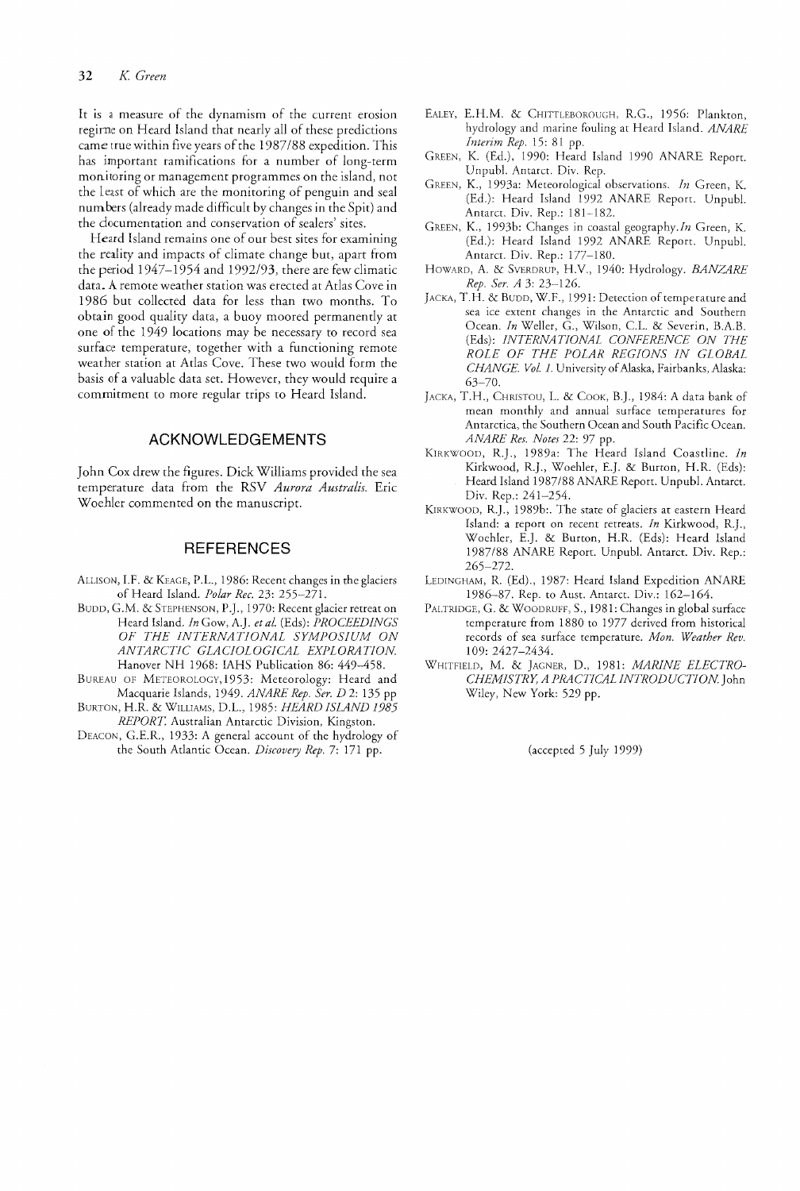It is a measure of the dynamism of the current erosion regime on Heard Island that nearly all of these predictions came true within five years of the 1987/88 expedition. This has important ramifications for a number of long-term monitoring or management programmes on the island, not the least of which are the monitoring of penguin and seal numbers (already made difficult by changes in the Spit) and the documentation and conservation of sealers' sites.

Heard Island remains one of our best sites for examining the reality and impacts of climate change but, apart from the period 1947–1954 and 1992/93, there are few climatic data. A remote weather station was erected at Atlas Cove in 1986 but collected data for less than two months. To obtain good quality data, a buoy moored permanently at one of the 1949 locations may be necessary to record sea surface temperature, together with a functioning remote weather station at Atlas Cove. These two would form the basis of a valuable data set. However, they would require a commitment to more regular trips to Heard Island.

## ACKNOWLEDGEMENTS

John Cox drew the figures. Dick Williams provided the sea temperature data from the RSV *Aurora Australis*. Eric Woehler commented on the manuscript.

## REFERENCES

Allison, I.F. & Keage, P.L., 1986: Recent changes in the glaciers of Heard Island. *Polar Rec.* 23: 255–271.

Budd, G.M. & Stephenson, P.J., 1970: Recent glacier retreat on Heard Island. *In* Gow, A.J. *et al.* (Eds): *PROCEEDINGS OF THE INTERNATIONAL SYMPOSIUM ON ANTARCTIC GLACIOLOGICAL EXPLORATION.* Hanover NH 1968: IAHS Publication 86: 449–458.

Bureau of Meteorology, 1953: Meteorology: Heard and Macquarie Islands, 1949. *ANARE Rep. Ser. D* 2: 135 pp

Burton, H.R. & Williams, D.L., 1985: *HEARD ISLAND 1985 REPORT.* Australian Antarctic Division, Kingston.

Deacon, G.E.R., 1933: A general account of the hydrology of the South Atlantic Ocean. *Discovery Rep.* 7: 171 pp.

Ealey, E.H.M. & Chittleborough, R.G., 1956: Plankton, hydrology and marine fouling at Heard Island. *ANARE Interim Rep.* 15: 81 pp.

Green, K. (Ed.), 1990: Heard Island 1990 ANARE Report. Unpubl. Antarct. Div. Rep.

Green, K., 1993a: Meteorological observations. *In* Green, K. (Ed.): Heard Island 1992 ANARE Report. Unpubl. Antarct. Div. Rep.: 181–182.

Green, K., 1993b: Changes in coastal geography. *In* Green, K. (Ed.): Heard Island 1992 ANARE Report. Unpubl. Antarct. Div. Rep.: 177–180.

Howard, A. & Sverdrup, H.V., 1940: Hydrology. *BANZARE Rep. Ser. A* 3: 23–126.

Jacka, T.H. & Budd, W.F., 1991: Detection of temperature and sea ice extent changes in the Antarctic and Southern Ocean. *In* Weller, G., Wilson, C.L. & Severin, B.A.B. (Eds): *INTERNATIONAL CONFERENCE ON THE ROLE OF THE POLAR REGIONS IN GLOBAL CHANGE. Vol. 1.* University of Alaska, Fairbanks, Alaska: 63–70.

Jacka, T.H., Christou, L. & Cook, B.J., 1984: A data bank of mean monthly and annual surface temperatures for Antarctica, the Southern Ocean and South Pacific Ocean. *ANARE Res. Notes* 22: 97 pp.

Kirkwood, R.J., 1989a: The Heard Island Coastline. *In* Kirkwood, R.J., Woehler, E.J. & Burton, H.R. (Eds): Heard Island 1987/88 ANARE Report. Unpubl. Antarct. Div. Rep.: 241–254.

Kirkwood, R.J., 1989b:. The state of glaciers at eastern Heard Island: a report on recent retreats. *In* Kirkwood, R.J., Woehler, E.J. & Burton, H.R. (Eds): Heard Island 1987/88 ANARE Report. Unpubl. Antarct. Div. Rep.: 265–272.

Ledingham, R. (Ed.), 1987: Heard Island Expedition ANARE 1986–87. Rep. to Aust. Antarct. Div.: 162–164.

Paltridge, G. & Woodruff, S., 1981: Changes in global surface temperature from 1880 to 1977 derived from historical records of sea surface temperature. *Mon. Weather Rev.* 109: 2427–2434.

Whitfield, M. & Jagner, D., 1981: *MARINE ELECTRO-CHEMISTRY, A PRACTICAL INTRODUCTION.* John Wiley, New York: 529 pp.

(accepted 5 July 1999)